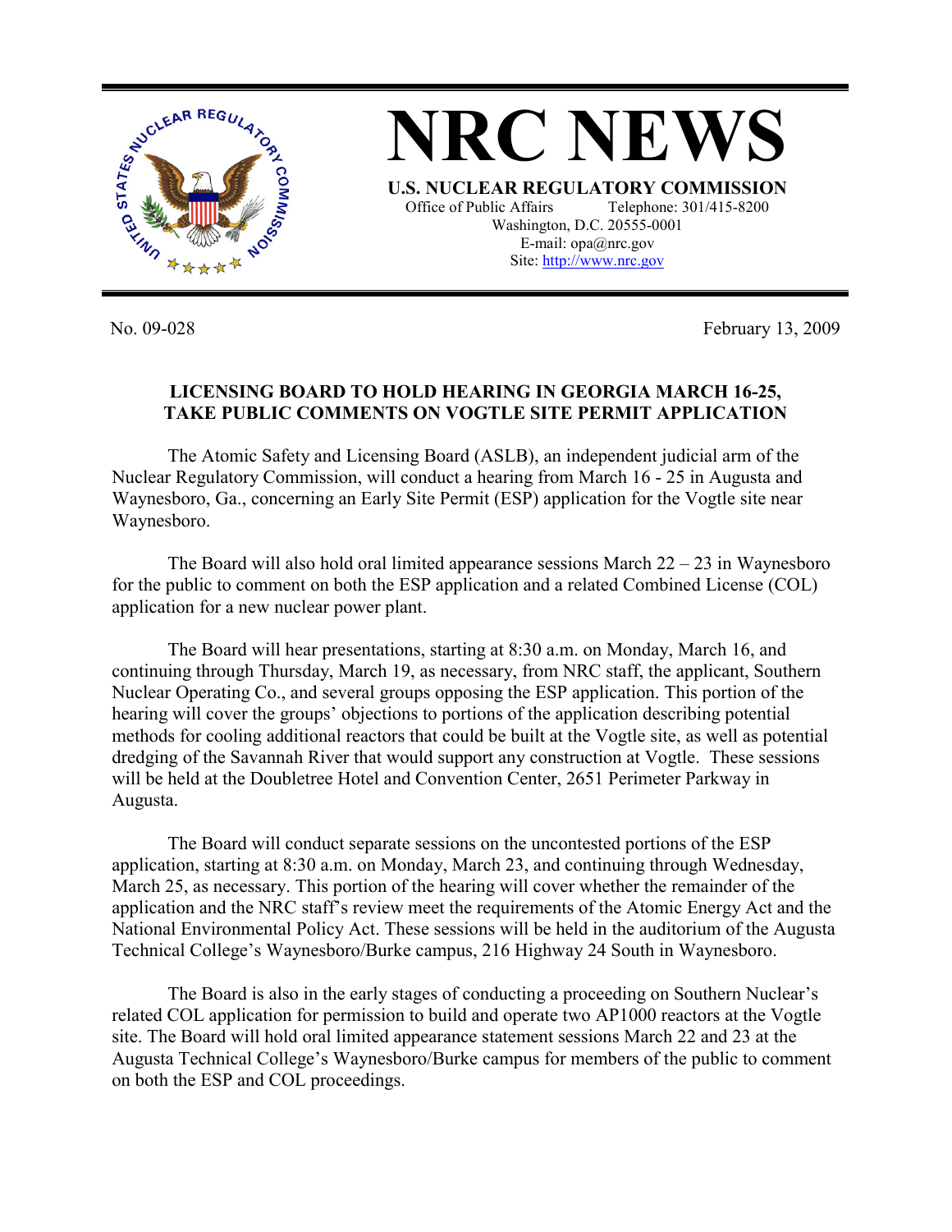# NRC NEWS

**U.S. NUCLEAR REGULATORY COMMISSION**

Office of Public Affairs Telephone: 301/415-8200
Washington, D.C. 20555-0001
E-mail: opa@nrc.gov
Site: http://www.nrc.gov

No. 09-028 February 13, 2009

## LICENSING BOARD TO HOLD HEARING IN GEORGIA MARCH 16-25, TAKE PUBLIC COMMENTS ON VOGTLE SITE PERMIT APPLICATION

The Atomic Safety and Licensing Board (ASLB), an independent judicial arm of the Nuclear Regulatory Commission, will conduct a hearing from March 16 - 25 in Augusta and Waynesboro, Ga., concerning an Early Site Permit (ESP) application for the Vogtle site near Waynesboro.

The Board will also hold oral limited appearance sessions March 22 – 23 in Waynesboro for the public to comment on both the ESP application and a related Combined License (COL) application for a new nuclear power plant.

The Board will hear presentations, starting at 8:30 a.m. on Monday, March 16, and continuing through Thursday, March 19, as necessary, from NRC staff, the applicant, Southern Nuclear Operating Co., and several groups opposing the ESP application. This portion of the hearing will cover the groups' objections to portions of the application describing potential methods for cooling additional reactors that could be built at the Vogtle site, as well as potential dredging of the Savannah River that would support any construction at Vogtle. These sessions will be held at the Doubletree Hotel and Convention Center, 2651 Perimeter Parkway in Augusta.

The Board will conduct separate sessions on the uncontested portions of the ESP application, starting at 8:30 a.m. on Monday, March 23, and continuing through Wednesday, March 25, as necessary. This portion of the hearing will cover whether the remainder of the application and the NRC staff's review meet the requirements of the Atomic Energy Act and the National Environmental Policy Act. These sessions will be held in the auditorium of the Augusta Technical College's Waynesboro/Burke campus, 216 Highway 24 South in Waynesboro.

The Board is also in the early stages of conducting a proceeding on Southern Nuclear's related COL application for permission to build and operate two AP1000 reactors at the Vogtle site. The Board will hold oral limited appearance statement sessions March 22 and 23 at the Augusta Technical College's Waynesboro/Burke campus for members of the public to comment on both the ESP and COL proceedings.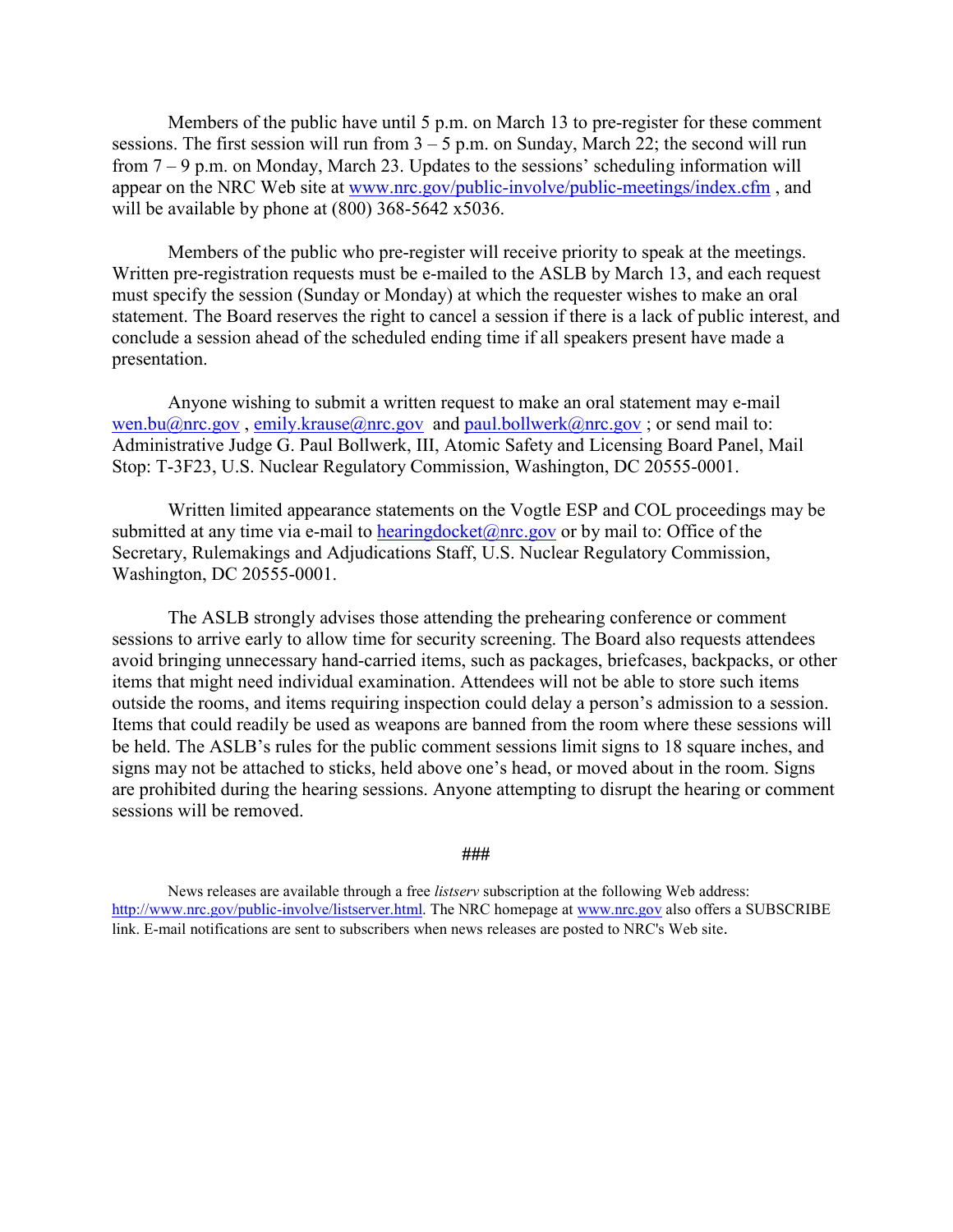Members of the public have until 5 p.m. on March 13 to pre-register for these comment sessions. The first session will run from 3 – 5 p.m. on Sunday, March 22; the second will run from 7 – 9 p.m. on Monday, March 23. Updates to the sessions' scheduling information will appear on the NRC Web site at www.nrc.gov/public-involve/public-meetings/index.cfm , and will be available by phone at (800) 368-5642 x5036.

Members of the public who pre-register will receive priority to speak at the meetings. Written pre-registration requests must be e-mailed to the ASLB by March 13, and each request must specify the session (Sunday or Monday) at which the requester wishes to make an oral statement. The Board reserves the right to cancel a session if there is a lack of public interest, and conclude a session ahead of the scheduled ending time if all speakers present have made a presentation.

Anyone wishing to submit a written request to make an oral statement may e-mail wen.bu@nrc.gov , emily.krause@nrc.gov and paul.bollwerk@nrc.gov ; or send mail to: Administrative Judge G. Paul Bollwerk, III, Atomic Safety and Licensing Board Panel, Mail Stop: T-3F23, U.S. Nuclear Regulatory Commission, Washington, DC 20555-0001.

Written limited appearance statements on the Vogtle ESP and COL proceedings may be submitted at any time via e-mail to hearingdocket@nrc.gov or by mail to: Office of the Secretary, Rulemakings and Adjudications Staff, U.S. Nuclear Regulatory Commission, Washington, DC 20555-0001.

The ASLB strongly advises those attending the prehearing conference or comment sessions to arrive early to allow time for security screening. The Board also requests attendees avoid bringing unnecessary hand-carried items, such as packages, briefcases, backpacks, or other items that might need individual examination. Attendees will not be able to store such items outside the rooms, and items requiring inspection could delay a person's admission to a session. Items that could readily be used as weapons are banned from the room where these sessions will be held. The ASLB's rules for the public comment sessions limit signs to 18 square inches, and signs may not be attached to sticks, held above one's head, or moved about in the room. Signs are prohibited during the hearing sessions. Anyone attempting to disrupt the hearing or comment sessions will be removed.

###

News releases are available through a free *listserv* subscription at the following Web address: http://www.nrc.gov/public-involve/listserver.html. The NRC homepage at www.nrc.gov also offers a SUBSCRIBE link. E-mail notifications are sent to subscribers when news releases are posted to NRC's Web site.